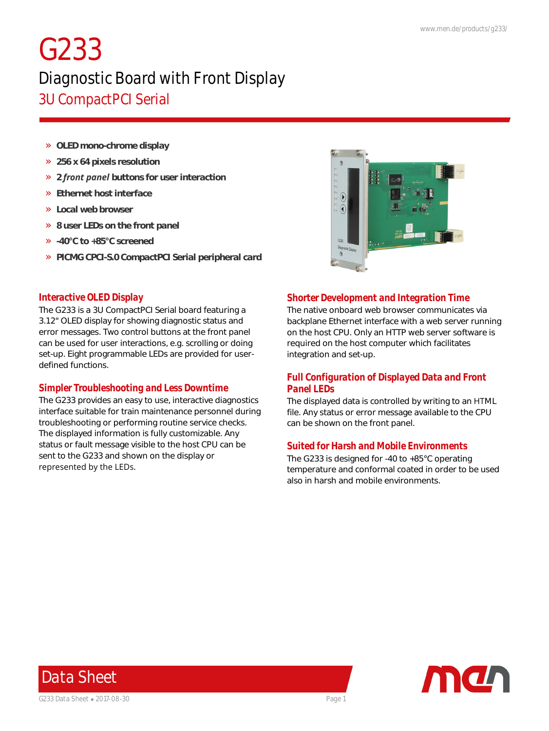# G233

## Diagnostic Board with Front Display

### 3U CompactPCI Serial

- OLED mono-chrome display
- 256 x 64 pixels resolution
- 2 *front panel* buttons for user interaction
- Ethernet host interface
- Local web browser
- 8 user LEDs on the front panel
- -40°C to +85°C screened
- PICMG CPCI-S.0 CompactPCI Serial peripheral card

### Interactive OLED Display

The G233 is a 3U CompactPCI Serial board featuring a 3.12" OLED display for showing diagnostic status and error messages. Two control buttons at the front panel can be used for user interactions, e.g. scrolling or doing set-up. Eight programmable LEDs are provided for user-defined functions.

### Simpler Troubleshooting and Less Downtime

The G233 provides an easy to use, interactive diagnostics interface suitable for train maintenance personnel during troubleshooting or performing routine service checks. The displayed information is fully customizable. Any status or fault message visible to the host CPU can be sent to the G233 and shown on the display or represented by the LEDs.

### Shorter Development and Integration Time

The native onboard web browser communicates via backplane Ethernet interface with a web server running on the host CPU. Only an HTTP web server software is required on the host computer which facilitates integration and set-up.

### Full Configuration of Displayed Data and Front Panel LEDs

The displayed data is controlled by writing to an HTML file. Any status or error message available to the CPU can be shown on the front panel.

### Suited for Harsh and Mobile Environments

The G233 is designed for -40 to +85°C operating temperature and conformal coated in order to be used also in harsh and mobile environments.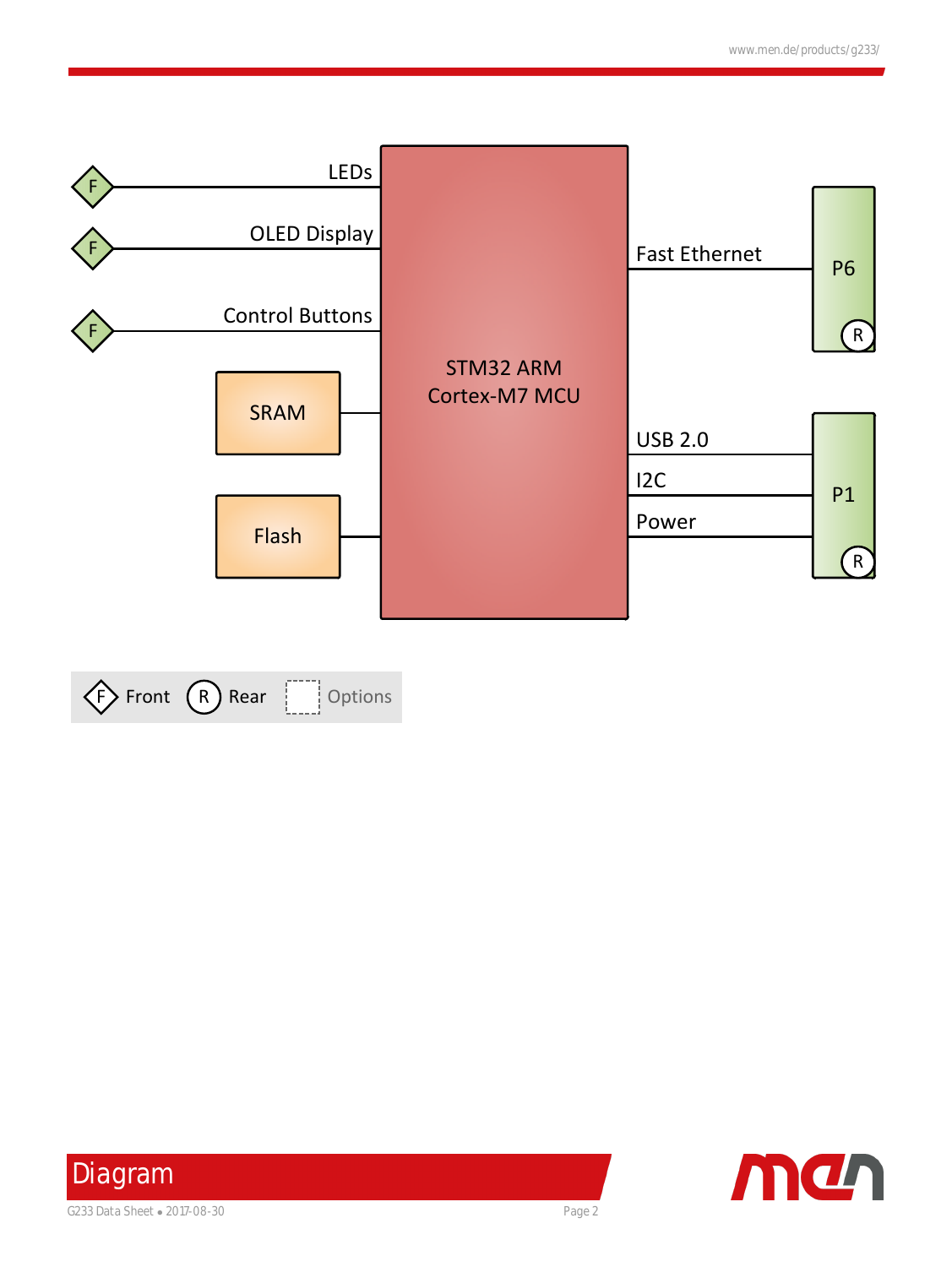# Diagram

LEDs

OLED Display

Control Buttons

SRAM

Flash

STM32 ARM Cortex-M7 MCU

Fast Ethernet

P6

USB 2.0

I2C

Power

P1

F Front R Rear Options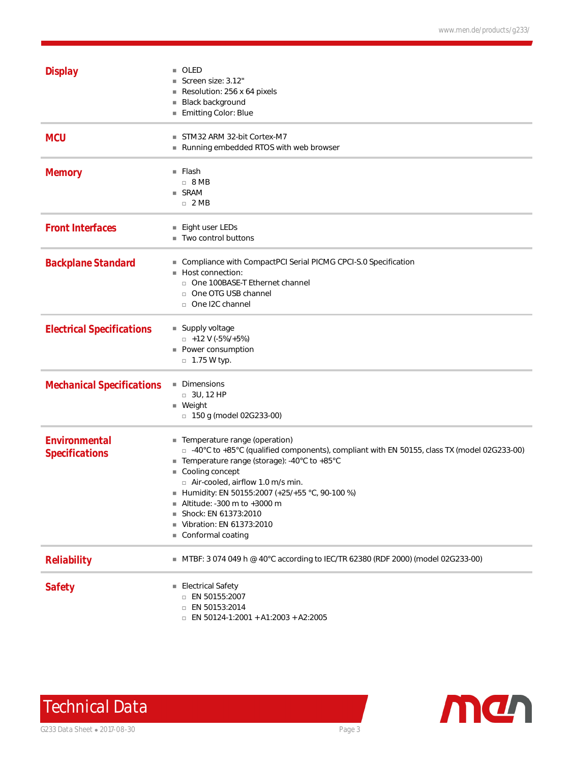## Display

- OLED
- Screen size: 3.12"
- Resolution: 256 x 64 pixels
- Black background
- Emitting Color: Blue

## MCU

- STM32 ARM 32-bit Cortex-M7
- Running embedded RTOS with web browser

## Memory

- Flash
  - 8 MB
- SRAM
  - 2 MB

## Front Interfaces

- Eight user LEDs
- Two control buttons

## Backplane Standard

- Compliance with CompactPCI Serial PICMG CPCI-S.0 Specification
- Host connection:
  - One 100BASE-T Ethernet channel
  - One OTG USB channel
  - One I2C channel

## Electrical Specifications

- Supply voltage
  - +12 V (-5%/+5%)
- Power consumption
  - 1.75 W typ.

## Mechanical Specifications

- Dimensions
  - 3U, 12 HP
- Weight
  - 150 g (model 02G233-00)

## Environmental Specifications

- Temperature range (operation)
  - -40°C to +85°C (qualified components), compliant with EN 50155, class TX (model 02G233-00)
- Temperature range (storage): -40°C to +85°C
- Cooling concept
  - Air-cooled, airflow 1.0 m/s min.
- Humidity: EN 50155:2007 (+25/+55 °C, 90-100 %)
- Altitude: -300 m to +3000 m
- Shock: EN 61373:2010
- Vibration: EN 61373:2010
- Conformal coating

## Reliability

- MTBF: 3 074 049 h @ 40°C according to IEC/TR 62380 (RDF 2000) (model 02G233-00)

## Safety

- Electrical Safety
  - EN 50155:2007
  - EN 50153:2014
  - EN 50124-1:2001 + A1:2003 + A2:2005

# Technical Data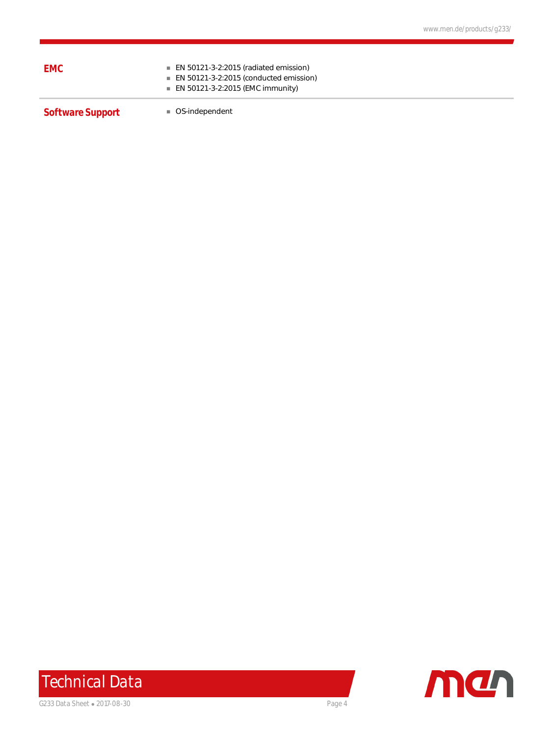## EMC

- EN 50121-3-2:2015 (radiated emission)
- EN 50121-3-2:2015 (conducted emission)
- EN 50121-3-2:2015 (EMC immunity)

## Software Support

- OS-independent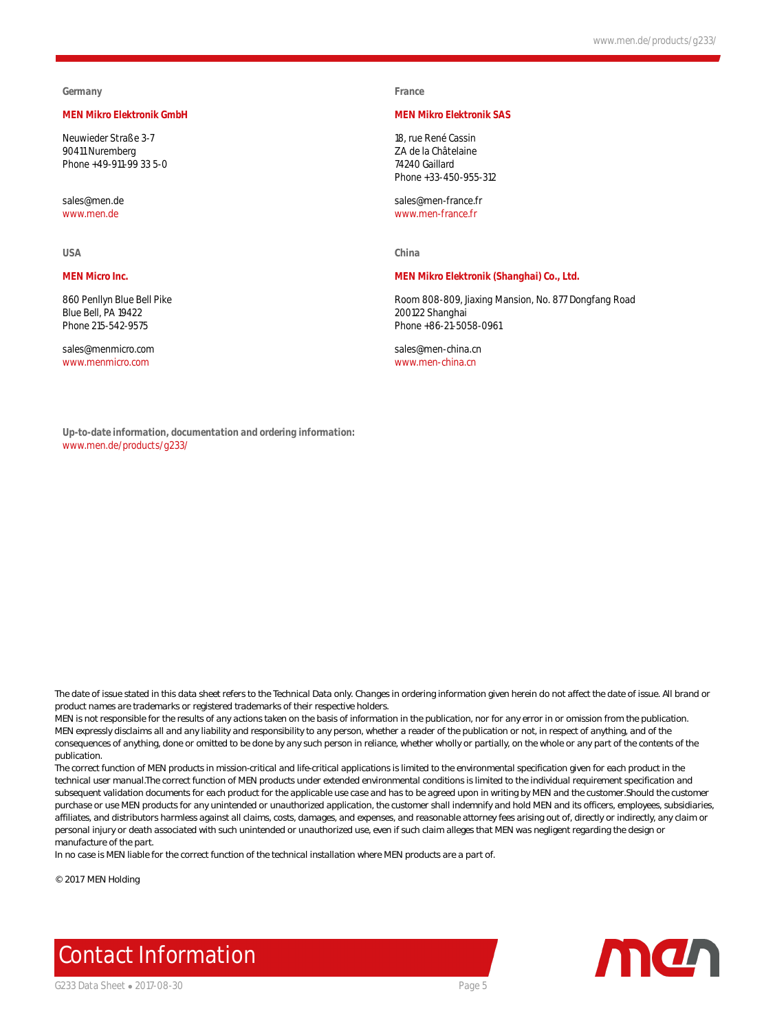# Contact Information

**Germany**

**MEN Mikro Elektronik GmbH**

Neuwieder Straße 3-7
90411 Nuremberg
Phone +49-911-99 33 5-0

sales@men.de
www.men.de

**France**

**MEN Mikro Elektronik SAS**

18, rue René Cassin
ZA de la Châtelaine
74240 Gaillard
Phone +33-450-955-312

sales@men-france.fr
www.men-france.fr

**USA**

**MEN Micro Inc.**

860 Penllyn Blue Bell Pike
Blue Bell, PA 19422
Phone 215-542-9575

sales@menmicro.com
www.menmicro.com

**China**

**MEN Mikro Elektronik (Shanghai) Co., Ltd.**

Room 808-809, Jiaxing Mansion, No. 877 Dongfang Road
200122 Shanghai
Phone +86-21-5058-0961

sales@men-china.cn
www.men-china.cn

**Up-to-date information, documentation and ordering information:**
www.men.de/products/g233/

The date of issue stated in this data sheet refers to the Technical Data only. Changes in ordering information given herein do not affect the date of issue. All brand or product names are trademarks or registered trademarks of their respective holders.
MEN is not responsible for the results of any actions taken on the basis of information in the publication, nor for any error in or omission from the publication. MEN expressly disclaims all and any liability and responsibility to any person, whether a reader of the publication or not, in respect of anything, and of the consequences of anything, done or omitted to be done by any such person in reliance, whether wholly or partially, on the whole or any part of the contents of the publication.
The correct function of MEN products in mission-critical and life-critical applications is limited to the environmental specification given for each product in the technical user manual.The correct function of MEN products under extended environmental conditions is limited to the individual requirement specification and subsequent validation documents for each product for the applicable use case and has to be agreed upon in writing by MEN and the customer.Should the customer purchase or use MEN products for any unintended or unauthorized application, the customer shall indemnify and hold MEN and its officers, employees, subsidiaries, affiliates, and distributors harmless against all claims, costs, damages, and expenses, and reasonable attorney fees arising out of, directly or indirectly, any claim or personal injury or death associated with such unintended or unauthorized use, even if such claim alleges that MEN was negligent regarding the design or manufacture of the part.
In no case is MEN liable for the correct function of the technical installation where MEN products are a part of.

© 2017 MEN Holding